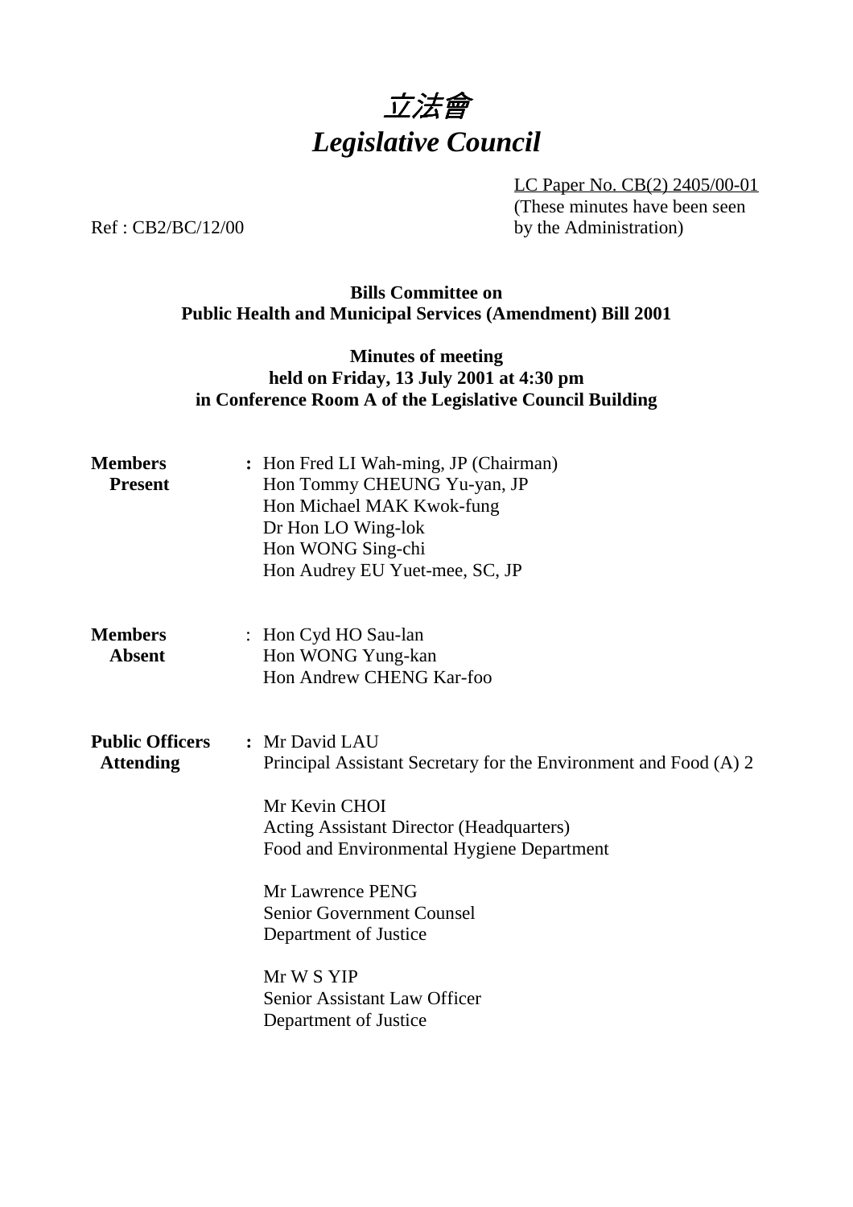# 立法會
# *Legislative Council*

LC Paper No. CB(2) 2405/00-01
(These minutes have been seen by the Administration)

Ref : CB2/BC/12/00

**Bills Committee on**
**Public Health and Municipal Services (Amendment) Bill 2001**

**Minutes of meeting**
**held on Friday, 13 July 2001 at 4:30 pm**
**in Conference Room A of the Legislative Council Building**

**Members Present** : Hon Fred LI Wah-ming, JP (Chairman)
Hon Tommy CHEUNG Yu-yan, JP
Hon Michael MAK Kwok-fung
Dr Hon LO Wing-lok
Hon WONG Sing-chi
Hon Audrey EU Yuet-mee, SC, JP

**Members Absent** : Hon Cyd HO Sau-lan
Hon WONG Yung-kan
Hon Andrew CHENG Kar-foo

**Public Officers Attending** : Mr David LAU
Principal Assistant Secretary for the Environment and Food (A) 2

Mr Kevin CHOI
Acting Assistant Director (Headquarters)
Food and Environmental Hygiene Department

Mr Lawrence PENG
Senior Government Counsel
Department of Justice

Mr W S YIP
Senior Assistant Law Officer
Department of Justice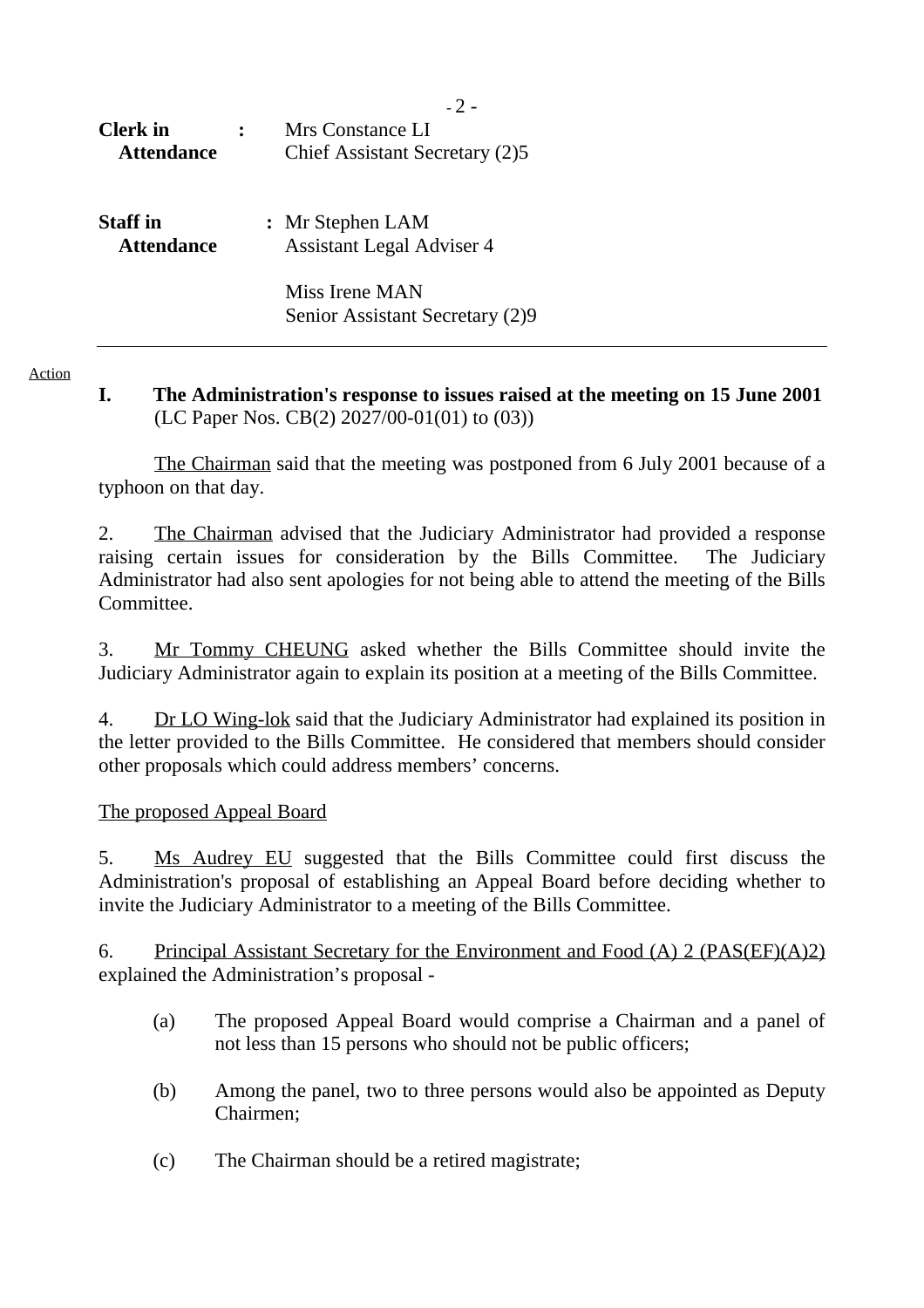**Clerk in Attendance** : Mrs Constance LI
Chief Assistant Secretary (2)5

**Staff in Attendance** : Mr Stephen LAM
Assistant Legal Adviser 4

Miss Irene MAN
Senior Assistant Secretary (2)9

---

Action

**I. The Administration's response to issues raised at the meeting on 15 June 2001**
(LC Paper Nos. CB(2) 2027/00-01(01) to (03))

The Chairman said that the meeting was postponed from 6 July 2001 because of a typhoon on that day.

2. The Chairman advised that the Judiciary Administrator had provided a response raising certain issues for consideration by the Bills Committee. The Judiciary Administrator had also sent apologies for not being able to attend the meeting of the Bills Committee.

3. Mr Tommy CHEUNG asked whether the Bills Committee should invite the Judiciary Administrator again to explain its position at a meeting of the Bills Committee.

4. Dr LO Wing-lok said that the Judiciary Administrator had explained its position in the letter provided to the Bills Committee. He considered that members should consider other proposals which could address members' concerns.

The proposed Appeal Board

5. Ms Audrey EU suggested that the Bills Committee could first discuss the Administration's proposal of establishing an Appeal Board before deciding whether to invite the Judiciary Administrator to a meeting of the Bills Committee.

6. Principal Assistant Secretary for the Environment and Food (A) 2 (PAS(EF)(A)2) explained the Administration's proposal -

(a) The proposed Appeal Board would comprise a Chairman and a panel of not less than 15 persons who should not be public officers;

(b) Among the panel, two to three persons would also be appointed as Deputy Chairmen;

(c) The Chairman should be a retired magistrate;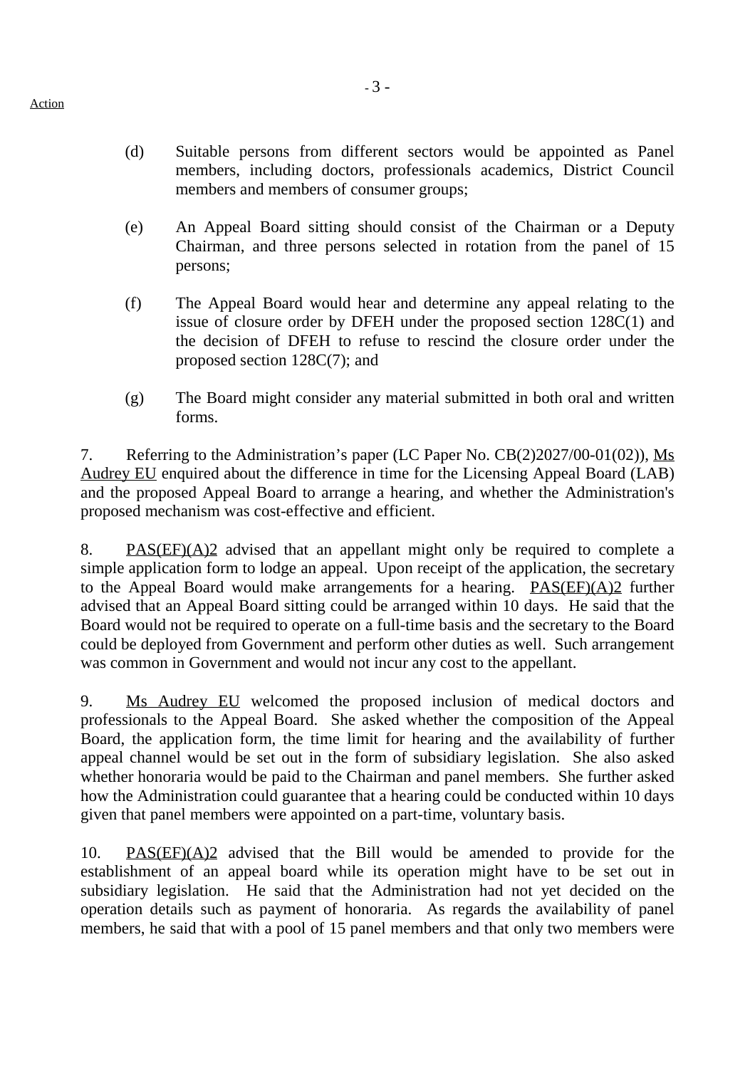Action

(d) Suitable persons from different sectors would be appointed as Panel members, including doctors, professionals academics, District Council members and members of consumer groups;

(e) An Appeal Board sitting should consist of the Chairman or a Deputy Chairman, and three persons selected in rotation from the panel of 15 persons;

(f) The Appeal Board would hear and determine any appeal relating to the issue of closure order by DFEH under the proposed section 128C(1) and the decision of DFEH to refuse to rescind the closure order under the proposed section 128C(7); and

(g) The Board might consider any material submitted in both oral and written forms.

7. Referring to the Administration's paper (LC Paper No. CB(2)2027/00-01(02)), Ms Audrey EU enquired about the difference in time for the Licensing Appeal Board (LAB) and the proposed Appeal Board to arrange a hearing, and whether the Administration's proposed mechanism was cost-effective and efficient.

8. PAS(EF)(A)2 advised that an appellant might only be required to complete a simple application form to lodge an appeal. Upon receipt of the application, the secretary to the Appeal Board would make arrangements for a hearing. PAS(EF)(A)2 further advised that an Appeal Board sitting could be arranged within 10 days. He said that the Board would not be required to operate on a full-time basis and the secretary to the Board could be deployed from Government and perform other duties as well. Such arrangement was common in Government and would not incur any cost to the appellant.

9. Ms Audrey EU welcomed the proposed inclusion of medical doctors and professionals to the Appeal Board. She asked whether the composition of the Appeal Board, the application form, the time limit for hearing and the availability of further appeal channel would be set out in the form of subsidiary legislation. She also asked whether honoraria would be paid to the Chairman and panel members. She further asked how the Administration could guarantee that a hearing could be conducted within 10 days given that panel members were appointed on a part-time, voluntary basis.

10. PAS(EF)(A)2 advised that the Bill would be amended to provide for the establishment of an appeal board while its operation might have to be set out in subsidiary legislation. He said that the Administration had not yet decided on the operation details such as payment of honoraria. As regards the availability of panel members, he said that with a pool of 15 panel members and that only two members were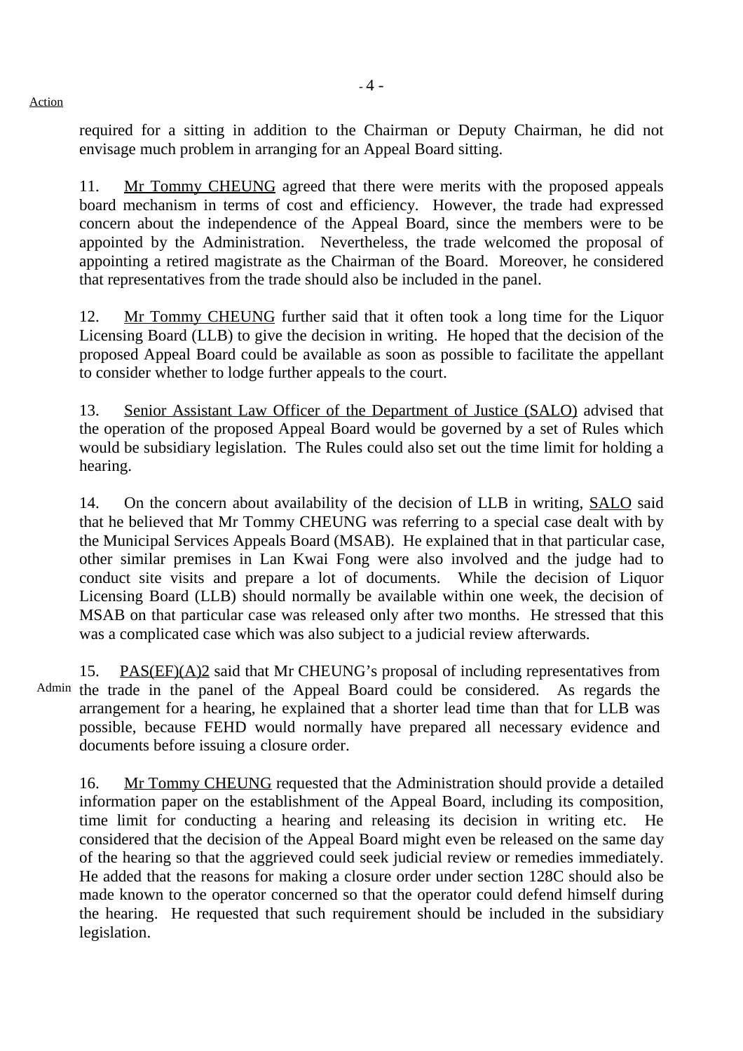Action

required for a sitting in addition to the Chairman or Deputy Chairman, he did not envisage much problem in arranging for an Appeal Board sitting.

11. Mr Tommy CHEUNG agreed that there were merits with the proposed appeals board mechanism in terms of cost and efficiency. However, the trade had expressed concern about the independence of the Appeal Board, since the members were to be appointed by the Administration. Nevertheless, the trade welcomed the proposal of appointing a retired magistrate as the Chairman of the Board. Moreover, he considered that representatives from the trade should also be included in the panel.

12. Mr Tommy CHEUNG further said that it often took a long time for the Liquor Licensing Board (LLB) to give the decision in writing. He hoped that the decision of the proposed Appeal Board could be available as soon as possible to facilitate the appellant to consider whether to lodge further appeals to the court.

13. Senior Assistant Law Officer of the Department of Justice (SALO) advised that the operation of the proposed Appeal Board would be governed by a set of Rules which would be subsidiary legislation. The Rules could also set out the time limit for holding a hearing.

14. On the concern about availability of the decision of LLB in writing, SALO said that he believed that Mr Tommy CHEUNG was referring to a special case dealt with by the Municipal Services Appeals Board (MSAB). He explained that in that particular case, other similar premises in Lan Kwai Fong were also involved and the judge had to conduct site visits and prepare a lot of documents. While the decision of Liquor Licensing Board (LLB) should normally be available within one week, the decision of MSAB on that particular case was released only after two months. He stressed that this was a complicated case which was also subject to a judicial review afterwards.

Admin

15. PAS(EF)(A)2 said that Mr CHEUNG's proposal of including representatives from the trade in the panel of the Appeal Board could be considered. As regards the arrangement for a hearing, he explained that a shorter lead time than that for LLB was possible, because FEHD would normally have prepared all necessary evidence and documents before issuing a closure order.

16. Mr Tommy CHEUNG requested that the Administration should provide a detailed information paper on the establishment of the Appeal Board, including its composition, time limit for conducting a hearing and releasing its decision in writing etc. He considered that the decision of the Appeal Board might even be released on the same day of the hearing so that the aggrieved could seek judicial review or remedies immediately. He added that the reasons for making a closure order under section 128C should also be made known to the operator concerned so that the operator could defend himself during the hearing. He requested that such requirement should be included in the subsidiary legislation.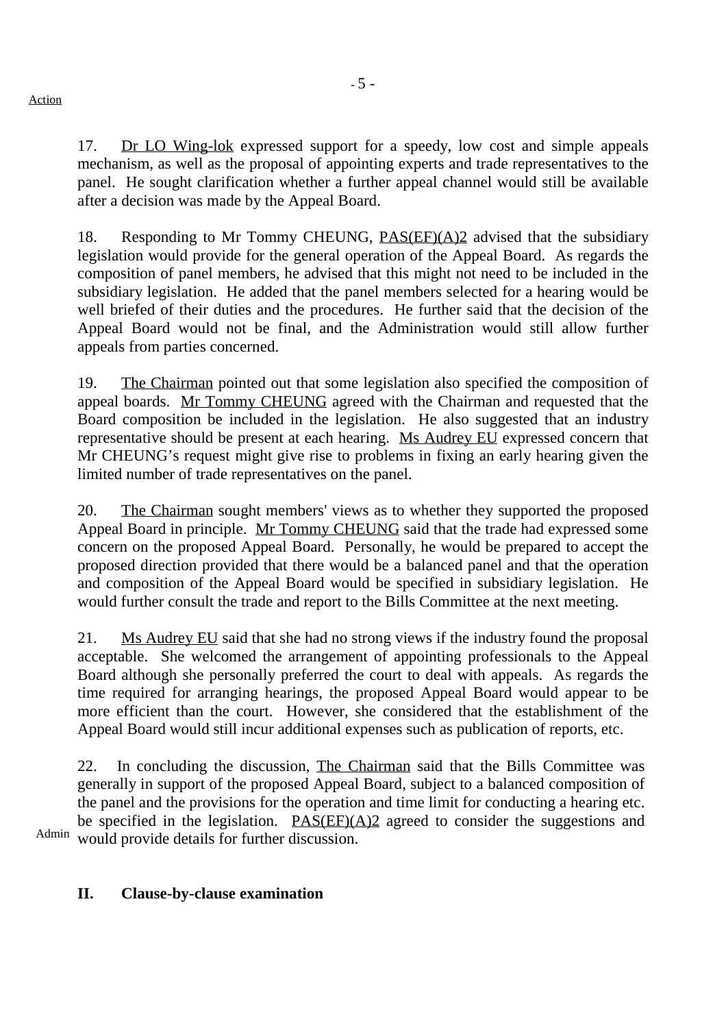Action

17. Dr LO Wing-lok expressed support for a speedy, low cost and simple appeals mechanism, as well as the proposal of appointing experts and trade representatives to the panel. He sought clarification whether a further appeal channel would still be available after a decision was made by the Appeal Board.

18. Responding to Mr Tommy CHEUNG, PAS(EF)(A)2 advised that the subsidiary legislation would provide for the general operation of the Appeal Board. As regards the composition of panel members, he advised that this might not need to be included in the subsidiary legislation. He added that the panel members selected for a hearing would be well briefed of their duties and the procedures. He further said that the decision of the Appeal Board would not be final, and the Administration would still allow further appeals from parties concerned.

19. The Chairman pointed out that some legislation also specified the composition of appeal boards. Mr Tommy CHEUNG agreed with the Chairman and requested that the Board composition be included in the legislation. He also suggested that an industry representative should be present at each hearing. Ms Audrey EU expressed concern that Mr CHEUNG's request might give rise to problems in fixing an early hearing given the limited number of trade representatives on the panel.

20. The Chairman sought members' views as to whether they supported the proposed Appeal Board in principle. Mr Tommy CHEUNG said that the trade had expressed some concern on the proposed Appeal Board. Personally, he would be prepared to accept the proposed direction provided that there would be a balanced panel and that the operation and composition of the Appeal Board would be specified in subsidiary legislation. He would further consult the trade and report to the Bills Committee at the next meeting.

21. Ms Audrey EU said that she had no strong views if the industry found the proposal acceptable. She welcomed the arrangement of appointing professionals to the Appeal Board although she personally preferred the court to deal with appeals. As regards the time required for arranging hearings, the proposed Appeal Board would appear to be more efficient than the court. However, she considered that the establishment of the Appeal Board would still incur additional expenses such as publication of reports, etc.

22. In concluding the discussion, The Chairman said that the Bills Committee was generally in support of the proposed Appeal Board, subject to a balanced composition of the panel and the provisions for the operation and time limit for conducting a hearing etc. be specified in the legislation. PAS(EF)(A)2 agreed to consider the suggestions and would provide details for further discussion.

Admin

## II. Clause-by-clause examination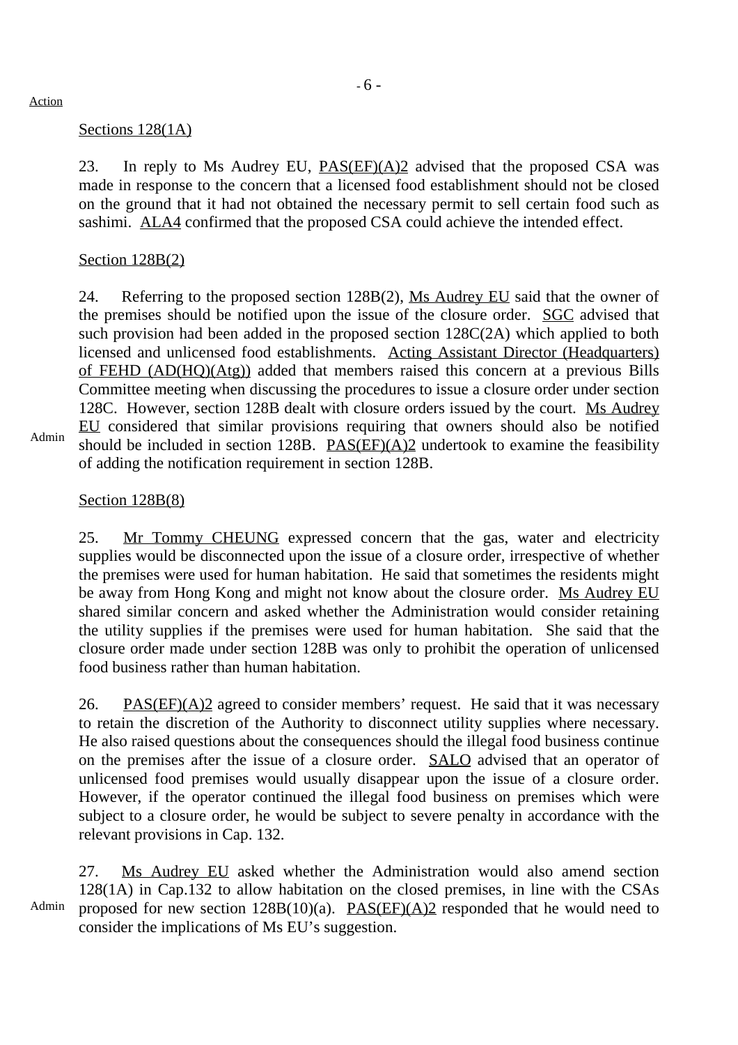Action

Sections 128(1A)

23. In reply to Ms Audrey EU, PAS(EF)(A)2 advised that the proposed CSA was made in response to the concern that a licensed food establishment should not be closed on the ground that it had not obtained the necessary permit to sell certain food such as sashimi. ALA4 confirmed that the proposed CSA could achieve the intended effect.

Section 128B(2)

24. Referring to the proposed section 128B(2), Ms Audrey EU said that the owner of the premises should be notified upon the issue of the closure order. SGC advised that such provision had been added in the proposed section 128C(2A) which applied to both licensed and unlicensed food establishments. Acting Assistant Director (Headquarters) of FEHD (AD(HQ)(Atg)) added that members raised this concern at a previous Bills Committee meeting when discussing the procedures to issue a closure order under section 128C. However, section 128B dealt with closure orders issued by the court. Ms Audrey EU considered that similar provisions requiring that owners should also be notified should be included in section 128B. PAS(EF)(A)2 undertook to examine the feasibility of adding the notification requirement in section 128B. — Admin

Section 128B(8)

25. Mr Tommy CHEUNG expressed concern that the gas, water and electricity supplies would be disconnected upon the issue of a closure order, irrespective of whether the premises were used for human habitation. He said that sometimes the residents might be away from Hong Kong and might not know about the closure order. Ms Audrey EU shared similar concern and asked whether the Administration would consider retaining the utility supplies if the premises were used for human habitation. She said that the closure order made under section 128B was only to prohibit the operation of unlicensed food business rather than human habitation.

26. PAS(EF)(A)2 agreed to consider members' request. He said that it was necessary to retain the discretion of the Authority to disconnect utility supplies where necessary. He also raised questions about the consequences should the illegal food business continue on the premises after the issue of a closure order. SALO advised that an operator of unlicensed food premises would usually disappear upon the issue of a closure order. However, if the operator continued the illegal food business on premises which were subject to a closure order, he would be subject to severe penalty in accordance with the relevant provisions in Cap. 132.

27. Ms Audrey EU asked whether the Administration would also amend section 128(1A) in Cap.132 to allow habitation on the closed premises, in line with the CSAs proposed for new section 128B(10)(a). PAS(EF)(A)2 responded that he would need to consider the implications of Ms EU's suggestion. — Admin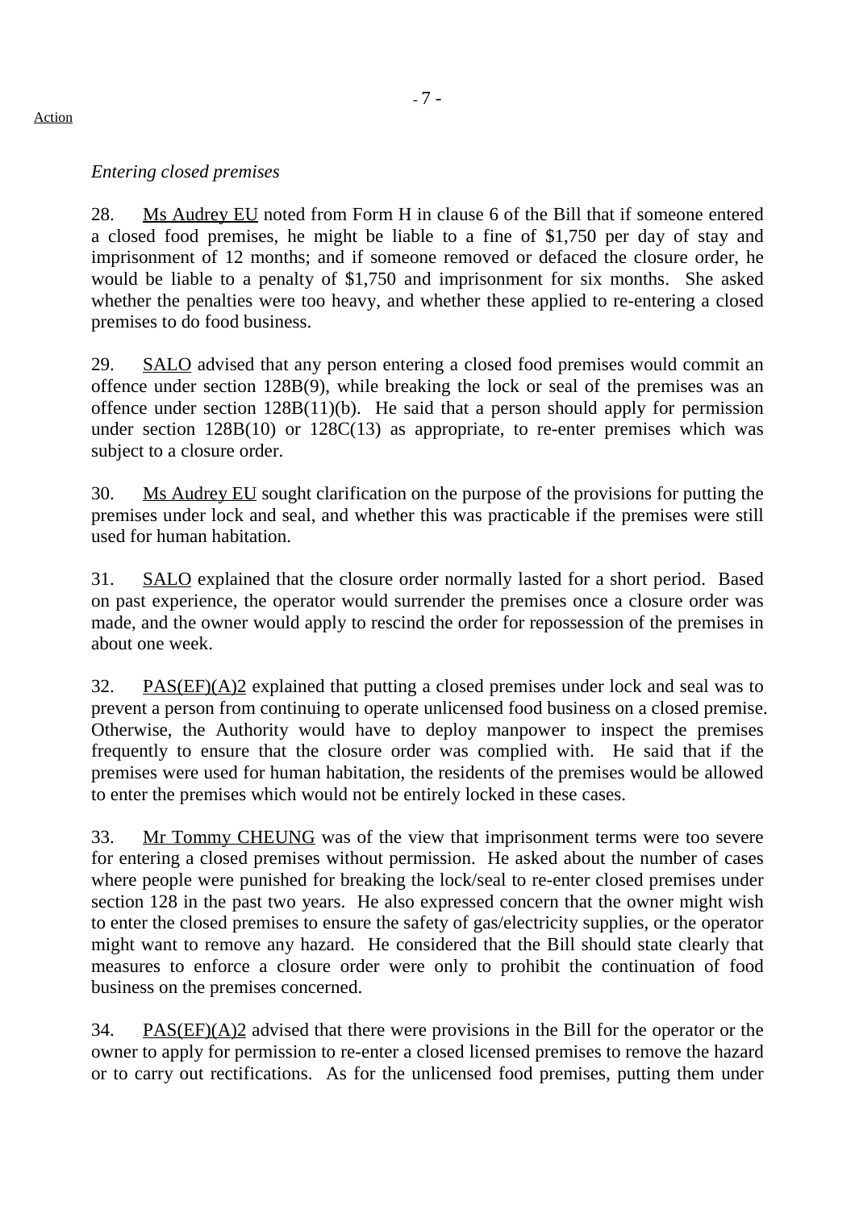Action

*Entering closed premises*

28. Ms Audrey EU noted from Form H in clause 6 of the Bill that if someone entered a closed food premises, he might be liable to a fine of $1,750 per day of stay and imprisonment of 12 months; and if someone removed or defaced the closure order, he would be liable to a penalty of $1,750 and imprisonment for six months. She asked whether the penalties were too heavy, and whether these applied to re-entering a closed premises to do food business.

29. SALO advised that any person entering a closed food premises would commit an offence under section 128B(9), while breaking the lock or seal of the premises was an offence under section 128B(11)(b). He said that a person should apply for permission under section 128B(10) or 128C(13) as appropriate, to re-enter premises which was subject to a closure order.

30. Ms Audrey EU sought clarification on the purpose of the provisions for putting the premises under lock and seal, and whether this was practicable if the premises were still used for human habitation.

31. SALO explained that the closure order normally lasted for a short period. Based on past experience, the operator would surrender the premises once a closure order was made, and the owner would apply to rescind the order for repossession of the premises in about one week.

32. PAS(EF)(A)2 explained that putting a closed premises under lock and seal was to prevent a person from continuing to operate unlicensed food business on a closed premise. Otherwise, the Authority would have to deploy manpower to inspect the premises frequently to ensure that the closure order was complied with. He said that if the premises were used for human habitation, the residents of the premises would be allowed to enter the premises which would not be entirely locked in these cases.

33. Mr Tommy CHEUNG was of the view that imprisonment terms were too severe for entering a closed premises without permission. He asked about the number of cases where people were punished for breaking the lock/seal to re-enter closed premises under section 128 in the past two years. He also expressed concern that the owner might wish to enter the closed premises to ensure the safety of gas/electricity supplies, or the operator might want to remove any hazard. He considered that the Bill should state clearly that measures to enforce a closure order were only to prohibit the continuation of food business on the premises concerned.

34. PAS(EF)(A)2 advised that there were provisions in the Bill for the operator or the owner to apply for permission to re-enter a closed licensed premises to remove the hazard or to carry out rectifications. As for the unlicensed food premises, putting them under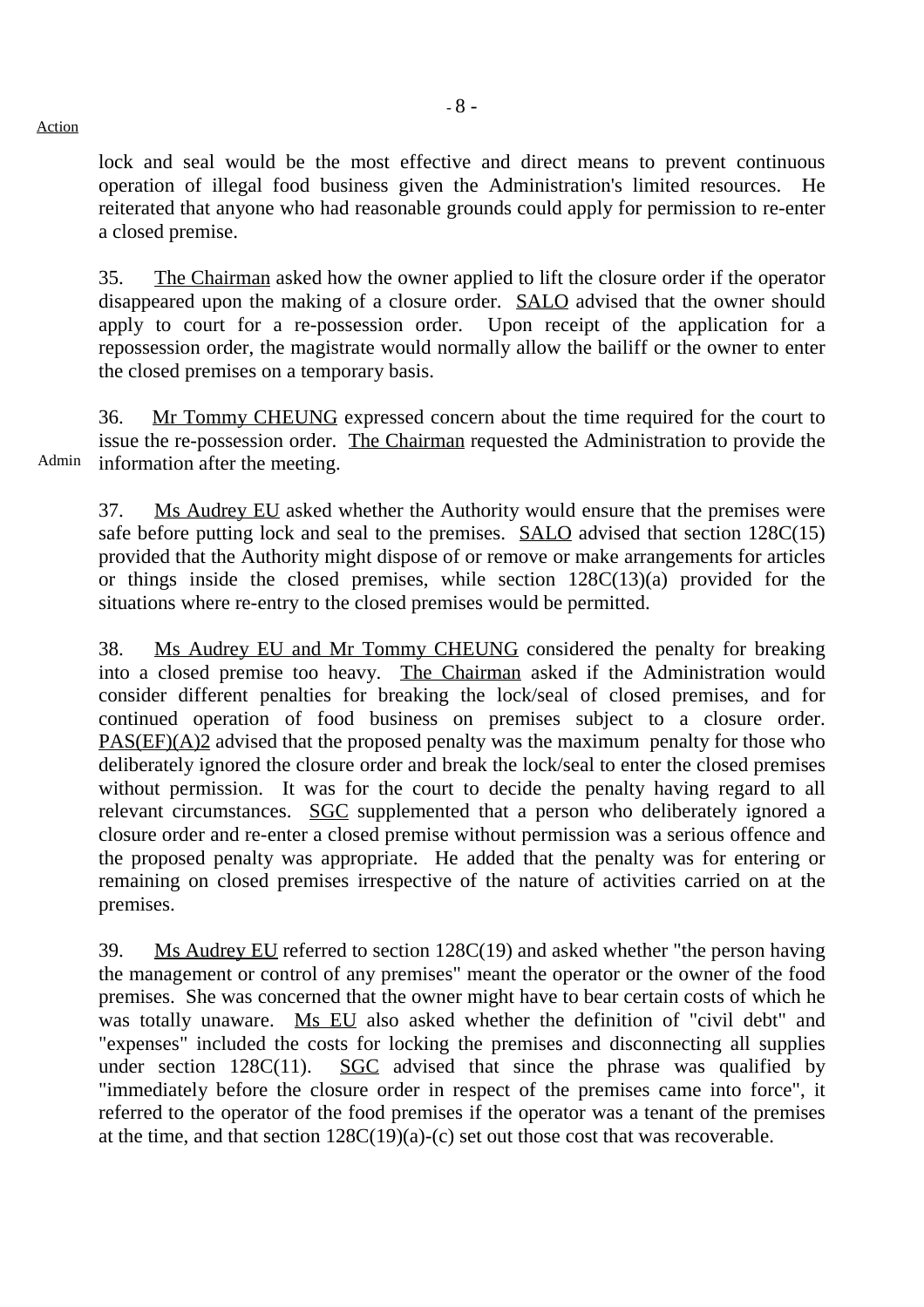lock and seal would be the most effective and direct means to prevent continuous operation of illegal food business given the Administration's limited resources. He reiterated that anyone who had reasonable grounds could apply for permission to re-enter a closed premise.

35. The Chairman asked how the owner applied to lift the closure order if the operator disappeared upon the making of a closure order. SALO advised that the owner should apply to court for a re-possession order. Upon receipt of the application for a repossession order, the magistrate would normally allow the bailiff or the owner to enter the closed premises on a temporary basis.

36. Mr Tommy CHEUNG expressed concern about the time required for the court to issue the re-possession order. The Chairman requested the Administration to provide the information after the meeting. (Action: Admin)

37. Ms Audrey EU asked whether the Authority would ensure that the premises were safe before putting lock and seal to the premises. SALO advised that section 128C(15) provided that the Authority might dispose of or remove or make arrangements for articles or things inside the closed premises, while section 128C(13)(a) provided for the situations where re-entry to the closed premises would be permitted.

38. Ms Audrey EU and Mr Tommy CHEUNG considered the penalty for breaking into a closed premise too heavy. The Chairman asked if the Administration would consider different penalties for breaking the lock/seal of closed premises, and for continued operation of food business on premises subject to a closure order. PAS(EF)(A)2 advised that the proposed penalty was the maximum penalty for those who deliberately ignored the closure order and break the lock/seal to enter the closed premises without permission. It was for the court to decide the penalty having regard to all relevant circumstances. SGC supplemented that a person who deliberately ignored a closure order and re-enter a closed premise without permission was a serious offence and the proposed penalty was appropriate. He added that the penalty was for entering or remaining on closed premises irrespective of the nature of activities carried on at the premises.

39. Ms Audrey EU referred to section 128C(19) and asked whether "the person having the management or control of any premises" meant the operator or the owner of the food premises. She was concerned that the owner might have to bear certain costs of which he was totally unaware. Ms EU also asked whether the definition of "civil debt" and "expenses" included the costs for locking the premises and disconnecting all supplies under section 128C(11). SGC advised that since the phrase was qualified by "immediately before the closure order in respect of the premises came into force", it referred to the operator of the food premises if the operator was a tenant of the premises at the time, and that section 128C(19)(a)-(c) set out those cost that was recoverable.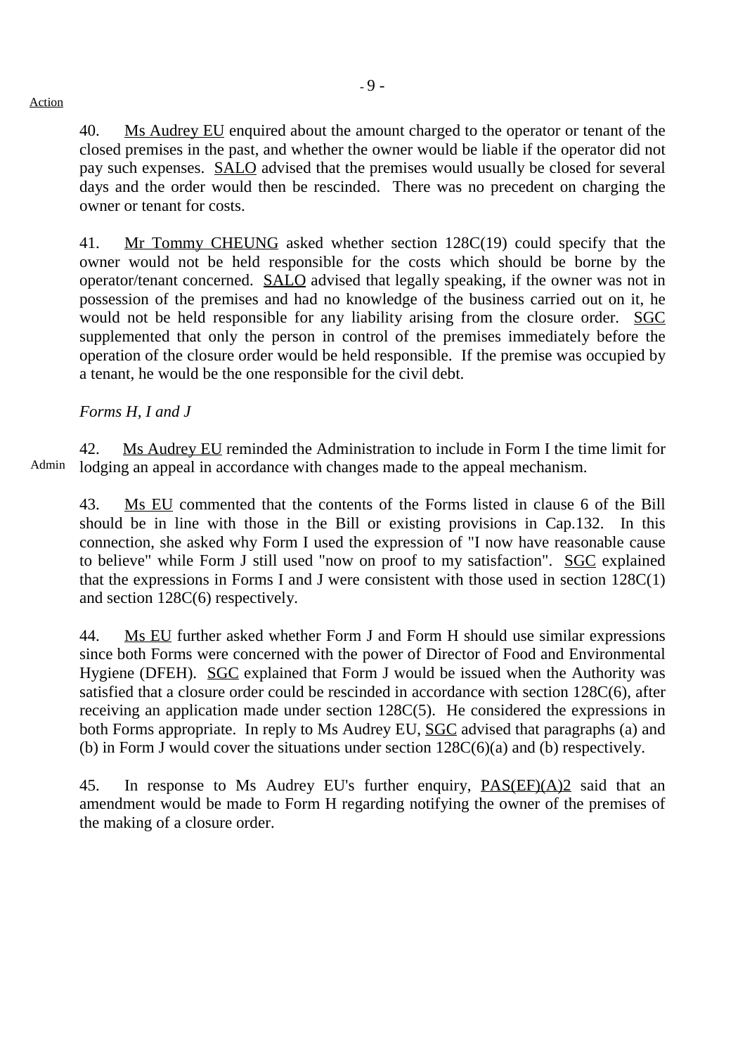Action

40. Ms Audrey EU enquired about the amount charged to the operator or tenant of the closed premises in the past, and whether the owner would be liable if the operator did not pay such expenses. SALO advised that the premises would usually be closed for several days and the order would then be rescinded. There was no precedent on charging the owner or tenant for costs.

41. Mr Tommy CHEUNG asked whether section 128C(19) could specify that the owner would not be held responsible for the costs which should be borne by the operator/tenant concerned. SALO advised that legally speaking, if the owner was not in possession of the premises and had no knowledge of the business carried out on it, he would not be held responsible for any liability arising from the closure order. SGC supplemented that only the person in control of the premises immediately before the operation of the closure order would be held responsible. If the premise was occupied by a tenant, he would be the one responsible for the civil debt.

*Forms H, I and J*

Admin

42. Ms Audrey EU reminded the Administration to include in Form I the time limit for lodging an appeal in accordance with changes made to the appeal mechanism.

43. Ms EU commented that the contents of the Forms listed in clause 6 of the Bill should be in line with those in the Bill or existing provisions in Cap.132. In this connection, she asked why Form I used the expression of "I now have reasonable cause to believe" while Form J still used "now on proof to my satisfaction". SGC explained that the expressions in Forms I and J were consistent with those used in section 128C(1) and section 128C(6) respectively.

44. Ms EU further asked whether Form J and Form H should use similar expressions since both Forms were concerned with the power of Director of Food and Environmental Hygiene (DFEH). SGC explained that Form J would be issued when the Authority was satisfied that a closure order could be rescinded in accordance with section 128C(6), after receiving an application made under section 128C(5). He considered the expressions in both Forms appropriate. In reply to Ms Audrey EU, SGC advised that paragraphs (a) and (b) in Form J would cover the situations under section 128C(6)(a) and (b) respectively.

45. In response to Ms Audrey EU's further enquiry, PAS(EF)(A)2 said that an amendment would be made to Form H regarding notifying the owner of the premises of the making of a closure order.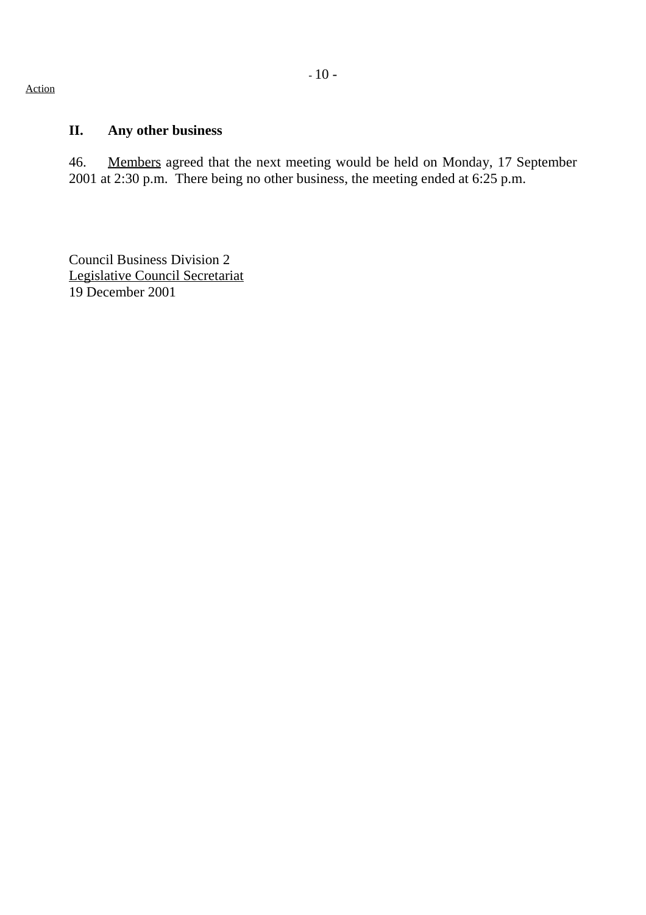Action

## II. Any other business

46. Members agreed that the next meeting would be held on Monday, 17 September 2001 at 2:30 p.m. There being no other business, the meeting ended at 6:25 p.m.

Council Business Division 2
Legislative Council Secretariat
19 December 2001